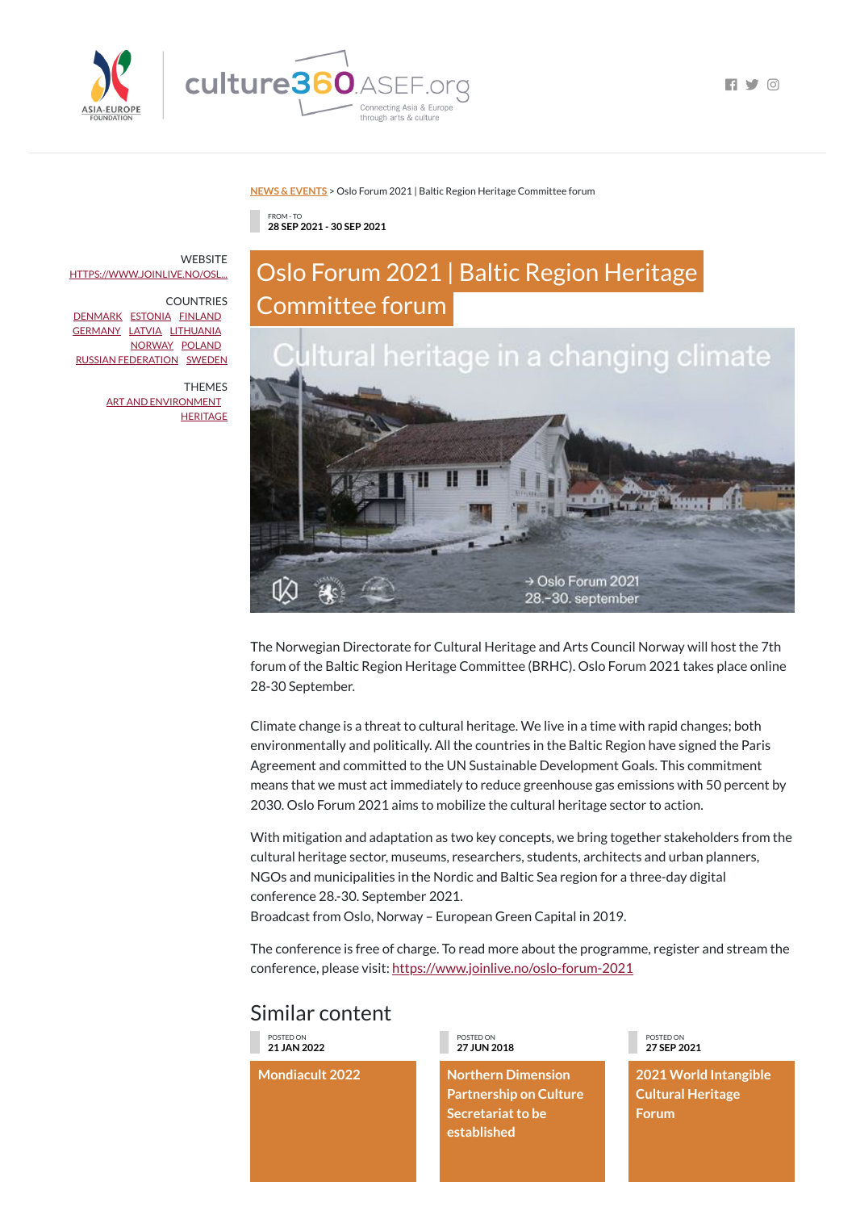NEWS & EVENTS > Oslo Forum 2021 | Baltic Region Heritage Committee forum

FROM - TO
**28 SEP 2021 - 30 SEP 2021**

# Oslo Forum 2021 | Baltic Region Heritage Committee forum

WEBSITE
HTTPS://WWW.JOINLIVE.NO/OSL...

COUNTRIES
DENMARK ESTONIA FINLAND GERMANY LATVIA LITHUANIA NORWAY POLAND RUSSIAN FEDERATION SWEDEN

THEMES
ART AND ENVIRONMENT
HERITAGE

The Norwegian Directorate for Cultural Heritage and Arts Council Norway will host the 7th forum of the Baltic Region Heritage Committee (BRHC). Oslo Forum 2021 takes place online 28-30 September.

Climate change is a threat to cultural heritage. We live in a time with rapid changes; both environmentally and politically. All the countries in the Baltic Region have signed the Paris Agreement and committed to the UN Sustainable Development Goals. This commitment means that we must act immediately to reduce greenhouse gas emissions with 50 percent by 2030. Oslo Forum 2021 aims to mobilize the cultural heritage sector to action.

With mitigation and adaptation as two key concepts, we bring together stakeholders from the cultural heritage sector, museums, researchers, students, architects and urban planners, NGOs and municipalities in the Nordic and Baltic Sea region for a three-day digital conference 28.-30. September 2021.
Broadcast from Oslo, Norway – European Green Capital in 2019.

The conference is free of charge. To read more about the programme, register and stream the conference, please visit: https://www.joinlive.no/oslo-forum-2021

## Similar content

POSTED ON
**21 JAN 2022**
**Mondiacult 2022**

POSTED ON
**27 JUN 2018**
**Northern Dimension Partnership on Culture Secretariat to be established**

POSTED ON
**27 SEP 2021**
**2021 World Intangible Cultural Heritage Forum**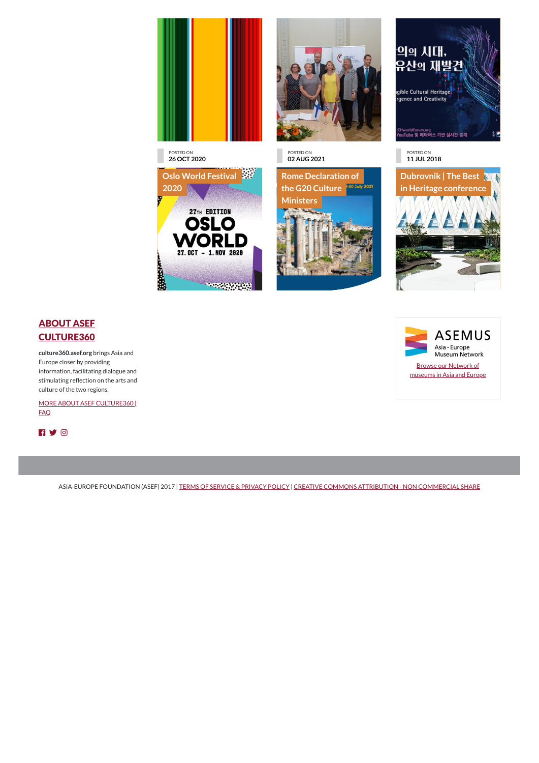POSTED ON
26 OCT 2020

Oslo World Festival 2020

POSTED ON
02 AUG 2021

Rome Declaration of the G20 Culture Ministers

POSTED ON
11 JUL 2018

Dubrovnik | The Best in Heritage conference

## ABOUT ASEF CULTURE360

**culture360.asef.org** brings Asia and Europe closer by providing information, facilitating dialogue and stimulating reflection on the arts and culture of the two regions.

MORE ABOUT ASEF CULTURE360 | FAQ

ASEMUS Asia - Europe Museum Network

Browse our Network of museums in Asia and Europe

ASIA-EUROPE FOUNDATION (ASEF) 2017 | TERMS OF SERVICE & PRIVACY POLICY | CREATIVE COMMONS ATTRIBUTION - NON COMMERCIAL SHARE